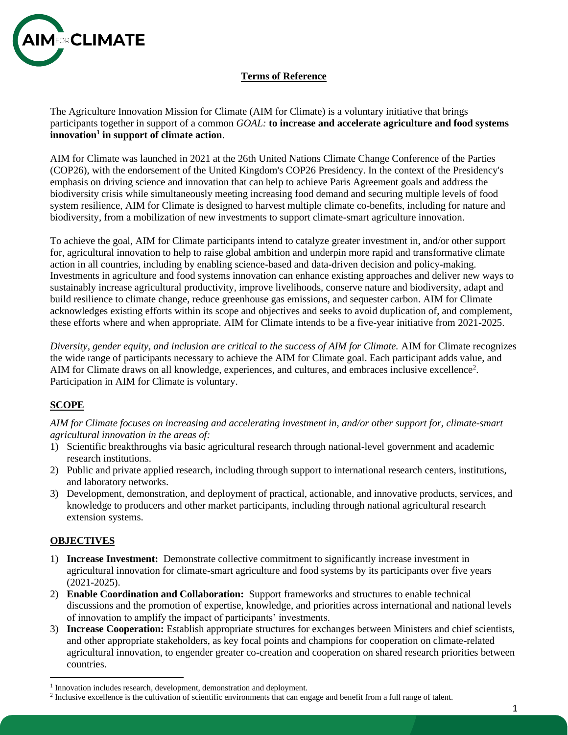## Terms of Reference

The Agriculture Innovation Mission for Climate (AIM for Climate) is a voluntary initiative that brings participants together in support of a common *GOAL:* **to increase and accelerate agriculture and food systems innovation[1] in support of climate action**.

AIM for Climate was launched in 2021 at the 26th United Nations Climate Change Conference of the Parties (COP26), with the endorsement of the United Kingdom's COP26 Presidency. In the context of the Presidency's emphasis on driving science and innovation that can help to achieve Paris Agreement goals and address the biodiversity crisis while simultaneously meeting increasing food demand and securing multiple levels of food system resilience, AIM for Climate is designed to harvest multiple climate co-benefits, including for nature and biodiversity, from a mobilization of new investments to support climate-smart agriculture innovation.

To achieve the goal, AIM for Climate participants intend to catalyze greater investment in, and/or other support for, agricultural innovation to help to raise global ambition and underpin more rapid and transformative climate action in all countries, including by enabling science-based and data-driven decision and policy-making. Investments in agriculture and food systems innovation can enhance existing approaches and deliver new ways to sustainably increase agricultural productivity, improve livelihoods, conserve nature and biodiversity, adapt and build resilience to climate change, reduce greenhouse gas emissions, and sequester carbon. AIM for Climate acknowledges existing efforts within its scope and objectives and seeks to avoid duplication of, and complement, these efforts where and when appropriate. AIM for Climate intends to be a five-year initiative from 2021-2025.

*Diversity, gender equity, and inclusion are critical to the success of AIM for Climate.* AIM for Climate recognizes the wide range of participants necessary to achieve the AIM for Climate goal. Each participant adds value, and AIM for Climate draws on all knowledge, experiences, and cultures, and embraces inclusive excellence[2]. Participation in AIM for Climate is voluntary.

## SCOPE

*AIM for Climate focuses on increasing and accelerating investment in, and/or other support for, climate-smart agricultural innovation in the areas of:*

1) Scientific breakthroughs via basic agricultural research through national-level government and academic research institutions.
2) Public and private applied research, including through support to international research centers, institutions, and laboratory networks.
3) Development, demonstration, and deployment of practical, actionable, and innovative products, services, and knowledge to producers and other market participants, including through national agricultural research extension systems.

## OBJECTIVES

1) **Increase Investment:** Demonstrate collective commitment to significantly increase investment in agricultural innovation for climate-smart agriculture and food systems by its participants over five years (2021-2025).
2) **Enable Coordination and Collaboration:** Support frameworks and structures to enable technical discussions and the promotion of expertise, knowledge, and priorities across international and national levels of innovation to amplify the impact of participants' investments.
3) **Increase Cooperation:** Establish appropriate structures for exchanges between Ministers and chief scientists, and other appropriate stakeholders, as key focal points and champions for cooperation on climate-related agricultural innovation, to engender greater co-creation and cooperation on shared research priorities between countries.

---

[1] Innovation includes research, development, demonstration and deployment.

[2] Inclusive excellence is the cultivation of scientific environments that can engage and benefit from a full range of talent.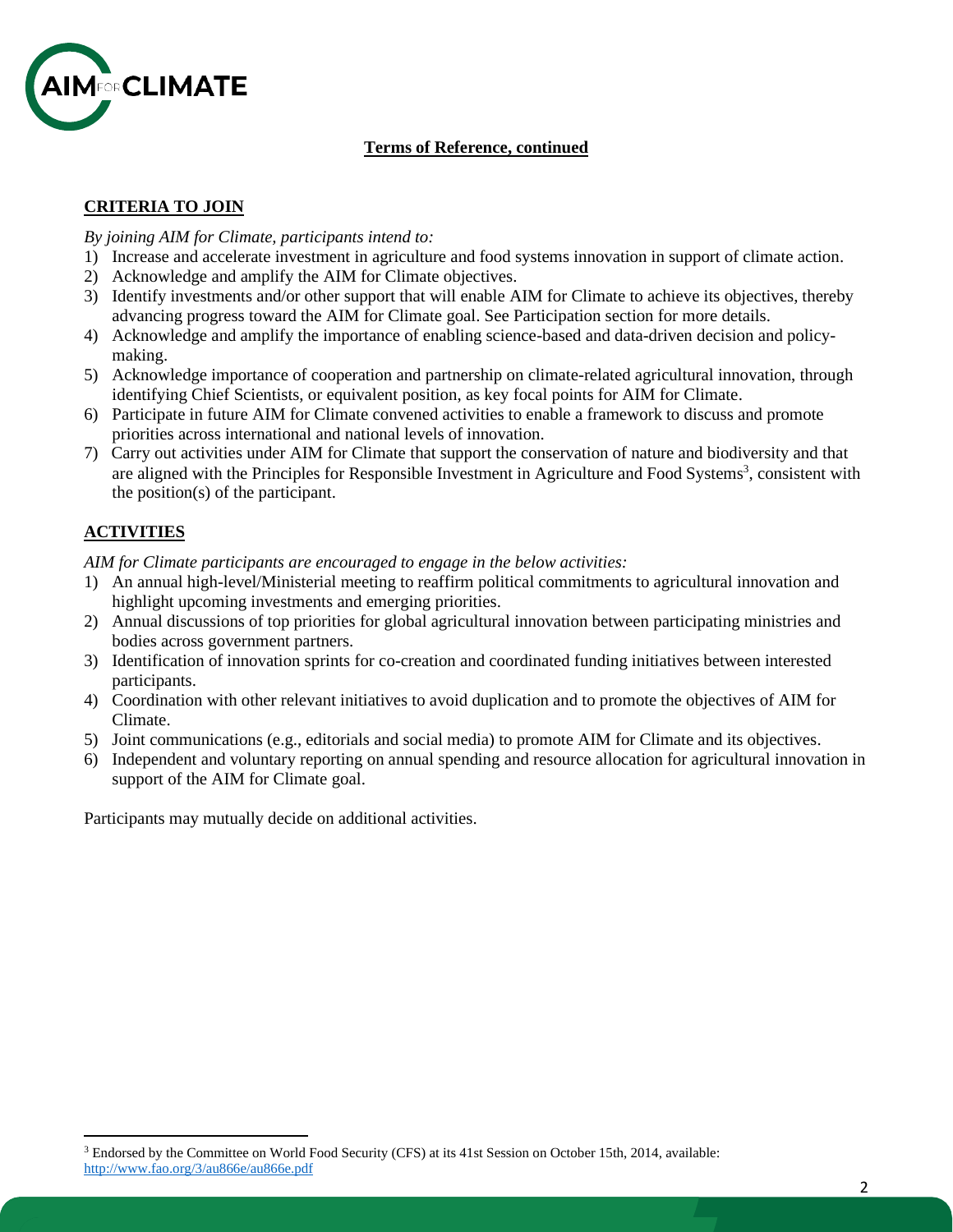**Terms of Reference, continued**

## CRITERIA TO JOIN

*By joining AIM for Climate, participants intend to:*

1) Increase and accelerate investment in agriculture and food systems innovation in support of climate action.
2) Acknowledge and amplify the AIM for Climate objectives.
3) Identify investments and/or other support that will enable AIM for Climate to achieve its objectives, thereby advancing progress toward the AIM for Climate goal. See Participation section for more details.
4) Acknowledge and amplify the importance of enabling science-based and data-driven decision and policy-making.
5) Acknowledge importance of cooperation and partnership on climate-related agricultural innovation, through identifying Chief Scientists, or equivalent position, as key focal points for AIM for Climate.
6) Participate in future AIM for Climate convened activities to enable a framework to discuss and promote priorities across international and national levels of innovation.
7) Carry out activities under AIM for Climate that support the conservation of nature and biodiversity and that are aligned with the Principles for Responsible Investment in Agriculture and Food Systems[3], consistent with the position(s) of the participant.

## ACTIVITIES

*AIM for Climate participants are encouraged to engage in the below activities:*

1) An annual high-level/Ministerial meeting to reaffirm political commitments to agricultural innovation and highlight upcoming investments and emerging priorities.
2) Annual discussions of top priorities for global agricultural innovation between participating ministries and bodies across government partners.
3) Identification of innovation sprints for co-creation and coordinated funding initiatives between interested participants.
4) Coordination with other relevant initiatives to avoid duplication and to promote the objectives of AIM for Climate.
5) Joint communications (e.g., editorials and social media) to promote AIM for Climate and its objectives.
6) Independent and voluntary reporting on annual spending and resource allocation for agricultural innovation in support of the AIM for Climate goal.

Participants may mutually decide on additional activities.

[3] Endorsed by the Committee on World Food Security (CFS) at its 41st Session on October 15th, 2014, available: http://www.fao.org/3/au866e/au866e.pdf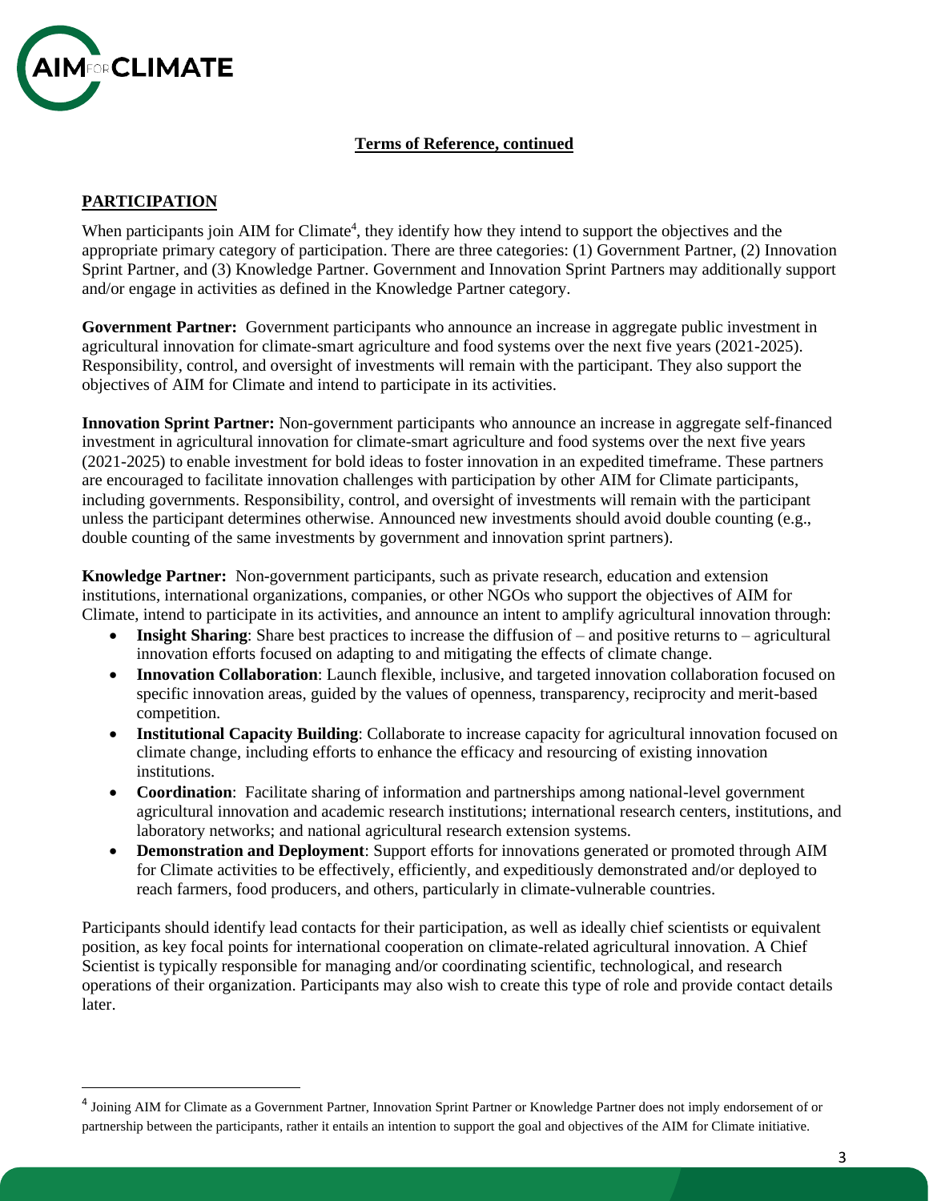**Terms of Reference, continued**

## PARTICIPATION

When participants join AIM for Climate[4], they identify how they intend to support the objectives and the appropriate primary category of participation. There are three categories: (1) Government Partner, (2) Innovation Sprint Partner, and (3) Knowledge Partner. Government and Innovation Sprint Partners may additionally support and/or engage in activities as defined in the Knowledge Partner category.

**Government Partner:** Government participants who announce an increase in aggregate public investment in agricultural innovation for climate-smart agriculture and food systems over the next five years (2021-2025). Responsibility, control, and oversight of investments will remain with the participant. They also support the objectives of AIM for Climate and intend to participate in its activities.

**Innovation Sprint Partner:** Non-government participants who announce an increase in aggregate self-financed investment in agricultural innovation for climate-smart agriculture and food systems over the next five years (2021-2025) to enable investment for bold ideas to foster innovation in an expedited timeframe. These partners are encouraged to facilitate innovation challenges with participation by other AIM for Climate participants, including governments. Responsibility, control, and oversight of investments will remain with the participant unless the participant determines otherwise. Announced new investments should avoid double counting (e.g., double counting of the same investments by government and innovation sprint partners).

**Knowledge Partner:** Non-government participants, such as private research, education and extension institutions, international organizations, companies, or other NGOs who support the objectives of AIM for Climate, intend to participate in its activities, and announce an intent to amplify agricultural innovation through:

- **Insight Sharing**: Share best practices to increase the diffusion of – and positive returns to – agricultural innovation efforts focused on adapting to and mitigating the effects of climate change.
- **Innovation Collaboration**: Launch flexible, inclusive, and targeted innovation collaboration focused on specific innovation areas, guided by the values of openness, transparency, reciprocity and merit-based competition.
- **Institutional Capacity Building**: Collaborate to increase capacity for agricultural innovation focused on climate change, including efforts to enhance the efficacy and resourcing of existing innovation institutions.
- **Coordination**: Facilitate sharing of information and partnerships among national-level government agricultural innovation and academic research institutions; international research centers, institutions, and laboratory networks; and national agricultural research extension systems.
- **Demonstration and Deployment**: Support efforts for innovations generated or promoted through AIM for Climate activities to be effectively, efficiently, and expeditiously demonstrated and/or deployed to reach farmers, food producers, and others, particularly in climate-vulnerable countries.

Participants should identify lead contacts for their participation, as well as ideally chief scientists or equivalent position, as key focal points for international cooperation on climate-related agricultural innovation. A Chief Scientist is typically responsible for managing and/or coordinating scientific, technological, and research operations of their organization. Participants may also wish to create this type of role and provide contact details later.

[4] Joining AIM for Climate as a Government Partner, Innovation Sprint Partner or Knowledge Partner does not imply endorsement of or partnership between the participants, rather it entails an intention to support the goal and objectives of the AIM for Climate initiative.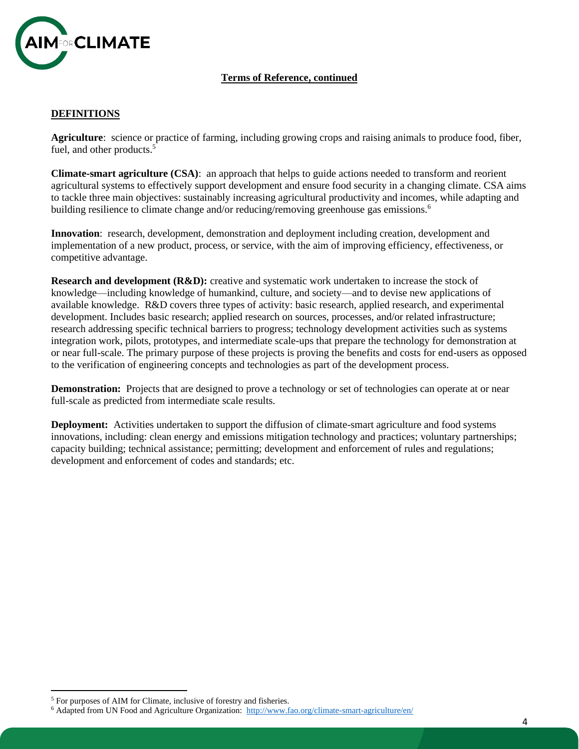**Terms of Reference, continued**

## DEFINITIONS

**Agriculture**: science or practice of farming, including growing crops and raising animals to produce food, fiber, fuel, and other products.[5]

**Climate-smart agriculture (CSA)**: an approach that helps to guide actions needed to transform and reorient agricultural systems to effectively support development and ensure food security in a changing climate. CSA aims to tackle three main objectives: sustainably increasing agricultural productivity and incomes, while adapting and building resilience to climate change and/or reducing/removing greenhouse gas emissions.[6]

**Innovation**: research, development, demonstration and deployment including creation, development and implementation of a new product, process, or service, with the aim of improving efficiency, effectiveness, or competitive advantage.

**Research and development (R&D):** creative and systematic work undertaken to increase the stock of knowledge—including knowledge of humankind, culture, and society—and to devise new applications of available knowledge. R&D covers three types of activity: basic research, applied research, and experimental development. Includes basic research; applied research on sources, processes, and/or related infrastructure; research addressing specific technical barriers to progress; technology development activities such as systems integration work, pilots, prototypes, and intermediate scale-ups that prepare the technology for demonstration at or near full-scale. The primary purpose of these projects is proving the benefits and costs for end-users as opposed to the verification of engineering concepts and technologies as part of the development process.

**Demonstration:** Projects that are designed to prove a technology or set of technologies can operate at or near full-scale as predicted from intermediate scale results.

**Deployment:** Activities undertaken to support the diffusion of climate-smart agriculture and food systems innovations, including: clean energy and emissions mitigation technology and practices; voluntary partnerships; capacity building; technical assistance; permitting; development and enforcement of rules and regulations; development and enforcement of codes and standards; etc.

---

[5] For purposes of AIM for Climate, inclusive of forestry and fisheries.

[6] Adapted from UN Food and Agriculture Organization: http://www.fao.org/climate-smart-agriculture/en/